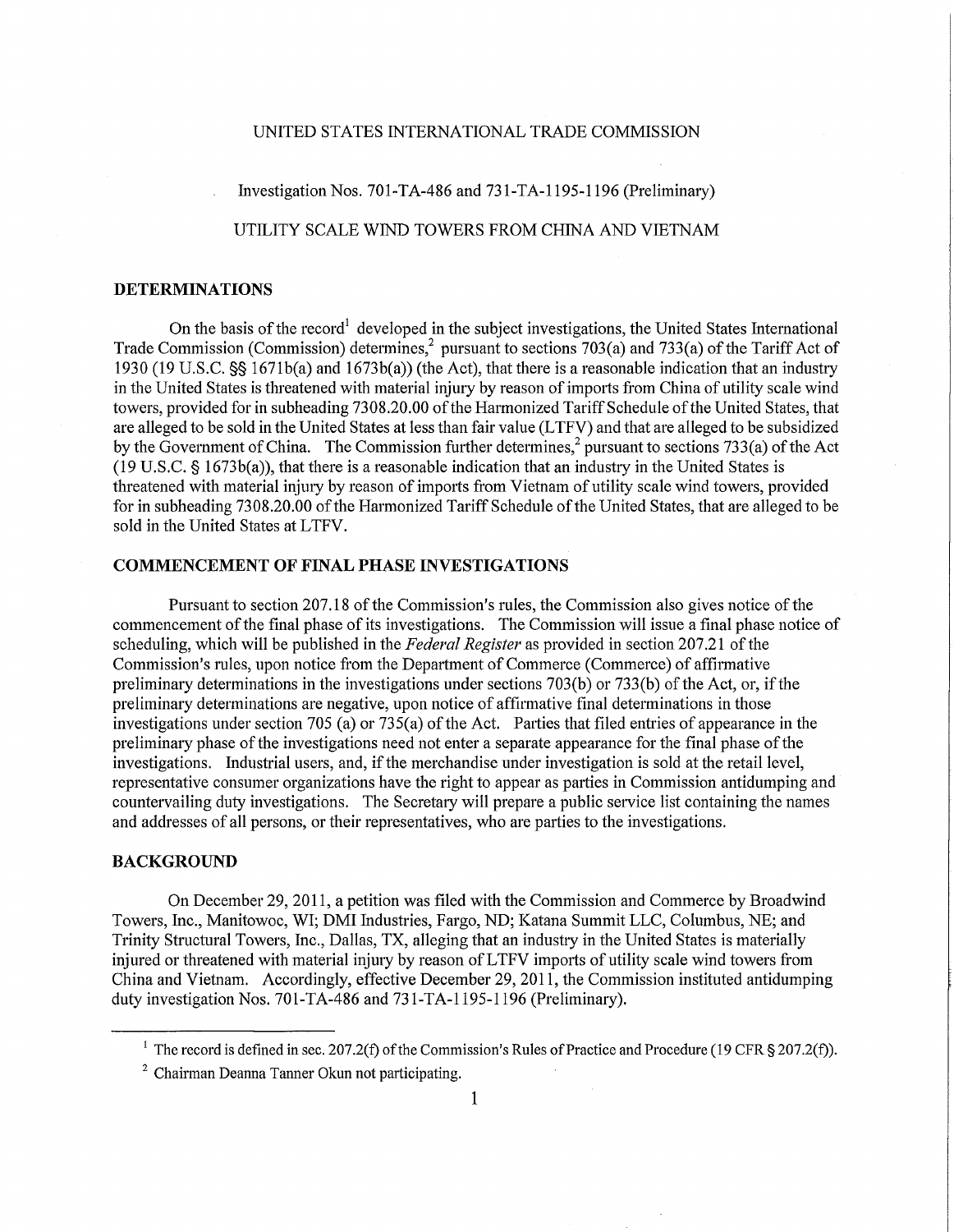UNITED STATES INTERNATIONAL TRADE COMMISSION

Investigation Nos. 701-TA-486 and 731-TA-1195-1196 (Preliminary)

UTILITY SCALE WIND TOWERS FROM CHINA AND VIETNAM

## DETERMINATIONS

On the basis of the record[1] developed in the subject investigations, the United States International Trade Commission (Commission) determines,[2] pursuant to sections 703(a) and 733(a) of the Tariff Act of 1930 (19 U.S.C. §§ 1671b(a) and 1673b(a)) (the Act), that there is a reasonable indication that an industry in the United States is threatened with material injury by reason of imports from China of utility scale wind towers, provided for in subheading 7308.20.00 of the Harmonized Tariff Schedule of the United States, that are alleged to be sold in the United States at less than fair value (LTFV) and that are alleged to be subsidized by the Government of China. The Commission further determines,[2] pursuant to sections 733(a) of the Act (19 U.S.C. § 1673b(a)), that there is a reasonable indication that an industry in the United States is threatened with material injury by reason of imports from Vietnam of utility scale wind towers, provided for in subheading 7308.20.00 of the Harmonized Tariff Schedule of the United States, that are alleged to be sold in the United States at LTFV.

## COMMENCEMENT OF FINAL PHASE INVESTIGATIONS

Pursuant to section 207.18 of the Commission's rules, the Commission also gives notice of the commencement of the final phase of its investigations. The Commission will issue a final phase notice of scheduling, which will be published in the *Federal Register* as provided in section 207.21 of the Commission's rules, upon notice from the Department of Commerce (Commerce) of affirmative preliminary determinations in the investigations under sections 703(b) or 733(b) of the Act, or, if the preliminary determinations are negative, upon notice of affirmative final determinations in those investigations under section 705 (a) or 735(a) of the Act. Parties that filed entries of appearance in the preliminary phase of the investigations need not enter a separate appearance for the final phase of the investigations. Industrial users, and, if the merchandise under investigation is sold at the retail level, representative consumer organizations have the right to appear as parties in Commission antidumping and countervailing duty investigations. The Secretary will prepare a public service list containing the names and addresses of all persons, or their representatives, who are parties to the investigations.

## BACKGROUND

On December 29, 2011, a petition was filed with the Commission and Commerce by Broadwind Towers, Inc., Manitowoc, WI; DMI Industries, Fargo, ND; Katana Summit LLC, Columbus, NE; and Trinity Structural Towers, Inc., Dallas, TX, alleging that an industry in the United States is materially injured or threatened with material injury by reason of LTFV imports of utility scale wind towers from China and Vietnam. Accordingly, effective December 29, 2011, the Commission instituted antidumping duty investigation Nos. 701-TA-486 and 731-TA-1195-1196 (Preliminary).

---

[1] The record is defined in sec. 207.2(f) of the Commission's Rules of Practice and Procedure (19 CFR § 207.2(f)).

[2] Chairman Deanna Tanner Okun not participating.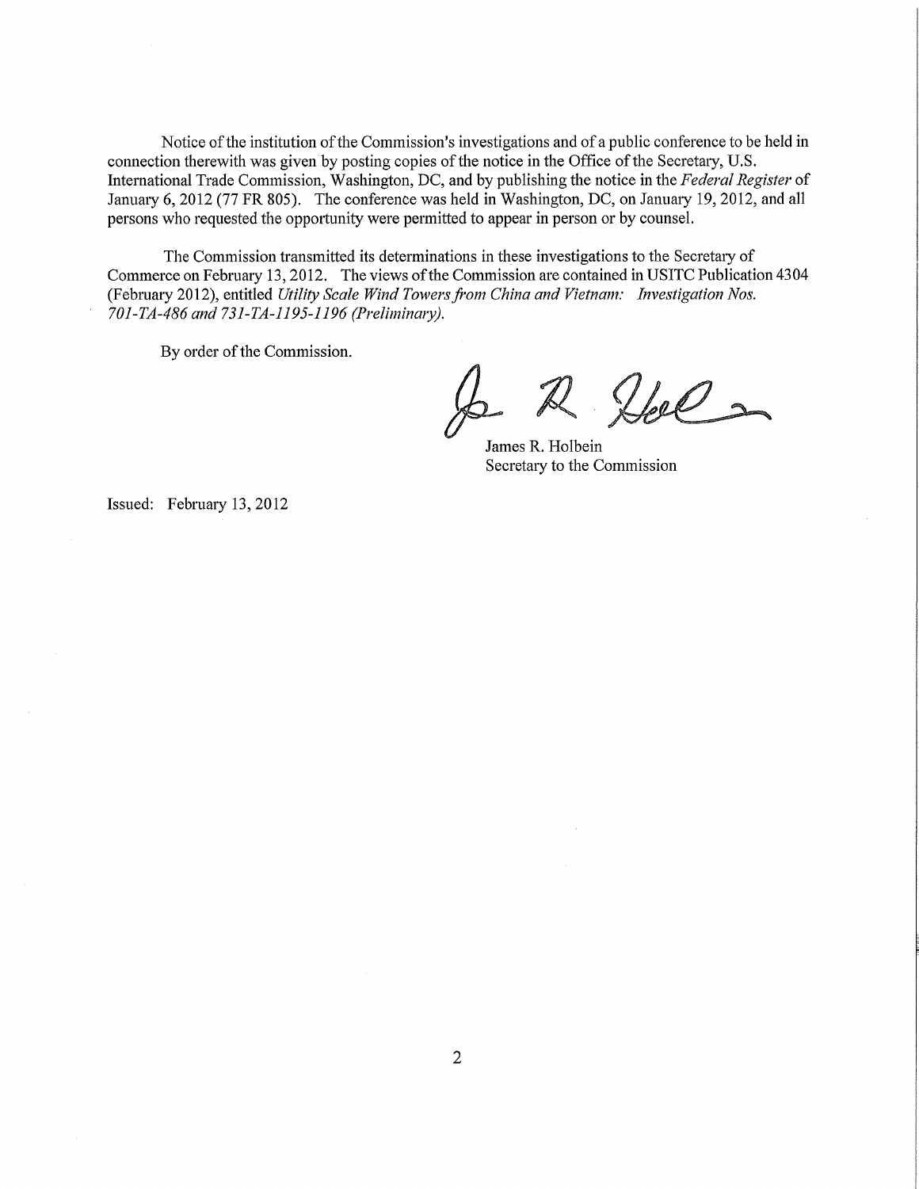Notice of the institution of the Commission's investigations and of a public conference to be held in connection therewith was given by posting copies of the notice in the Office of the Secretary, U.S. International Trade Commission, Washington, DC, and by publishing the notice in the *Federal Register* of January 6, 2012 (77 FR 805). The conference was held in Washington, DC, on January 19, 2012, and all persons who requested the opportunity were permitted to appear in person or by counsel.

The Commission transmitted its determinations in these investigations to the Secretary of Commerce on February 13, 2012. The views of the Commission are contained in USITC Publication 4304 (February 2012), entitled *Utility Scale Wind Towers from China and Vietnam: Investigation Nos. 701-TA-486 and 731-TA-1195-1196 (Preliminary).*

By order of the Commission.

James R. Holbein
Secretary to the Commission

Issued: February 13, 2012